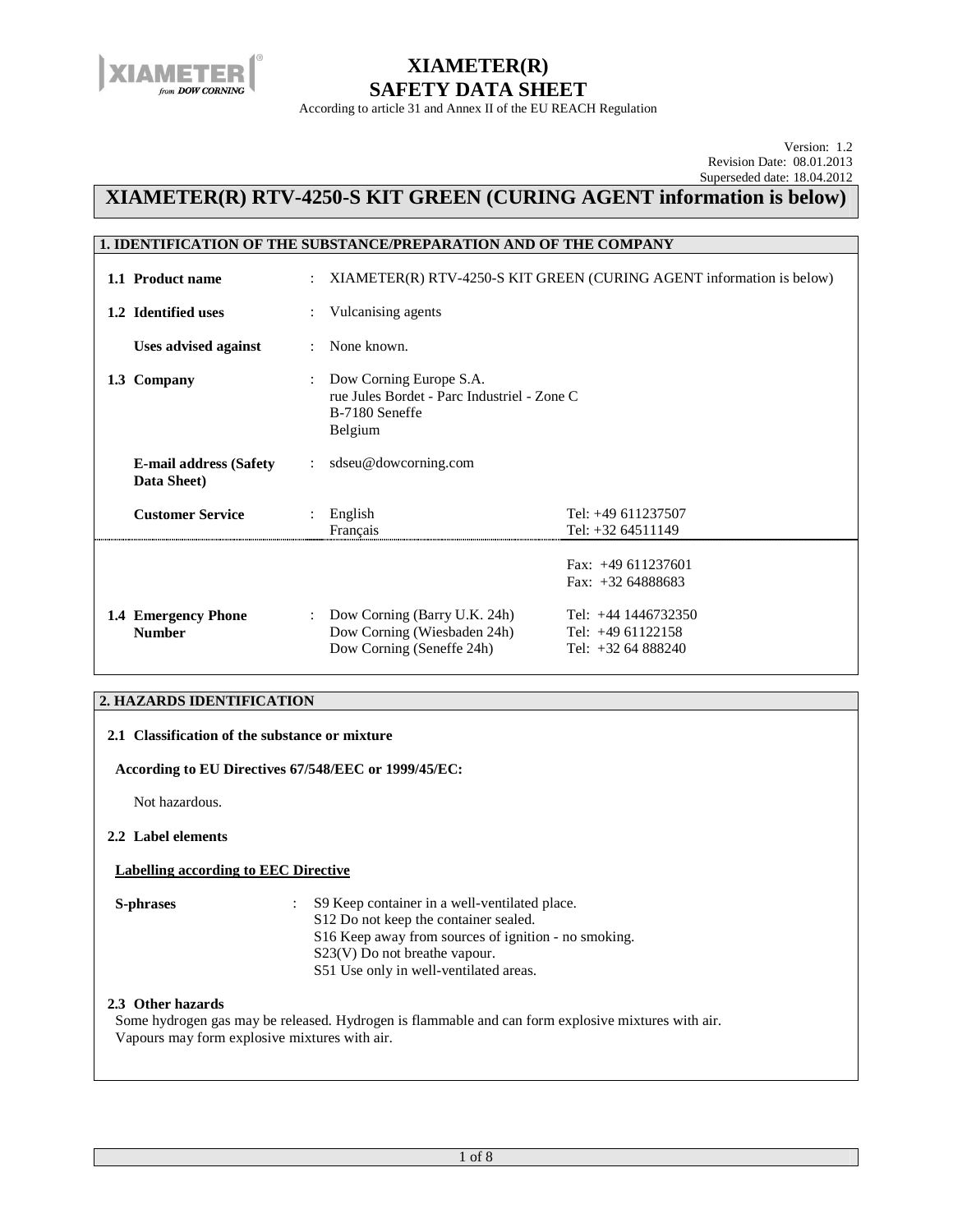# XIAMETER(R) SAFETY DATA SHEET

According to article 31 and Annex II of the EU REACH Regulation

Version: 1.2
Revision Date: 08.01.2013
Superseded date: 18.04.2012

# XIAMETER(R) RTV-4250-S KIT GREEN (CURING AGENT information is below)

## 1. IDENTIFICATION OF THE SUBSTANCE/PREPARATION AND OF THE COMPANY

| | | | |
|---|---|---|---|
| **1.1 Product name** | : | XIAMETER(R) RTV-4250-S KIT GREEN (CURING AGENT information is below) | |
| **1.2 Identified uses** | : | Vulcanising agents | |
| **Uses advised against** | : | None known. | |
| **1.3 Company** | : | Dow Corning Europe S.A.<br>rue Jules Bordet - Parc Industriel - Zone C<br>B-7180 Seneffe<br>Belgium | |
| **E-mail address (Safety Data Sheet)** | : | sdseu@dowcorning.com | |
| **Customer Service** | : | English<br>Français | Tel: +49 611237507<br>Tel: +32 64511149 |
| | | | Fax: +49 611237601<br>Fax: +32 64888683 |
| **1.4 Emergency Phone Number** | : | Dow Corning (Barry U.K. 24h)<br>Dow Corning (Wiesbaden 24h)<br>Dow Corning (Seneffe 24h) | Tel: +44 1446732350<br>Tel: +49 61122158<br>Tel: +32 64 888240 |

## 2. HAZARDS IDENTIFICATION

### 2.1 Classification of the substance or mixture

**According to EU Directives 67/548/EEC or 1999/45/EC:**

Not hazardous.

### 2.2 Label elements

**Labelling according to EEC Directive**

**S-phrases** :
- S9 Keep container in a well-ventilated place.
- S12 Do not keep the container sealed.
- S16 Keep away from sources of ignition - no smoking.
- S23(V) Do not breathe vapour.
- S51 Use only in well-ventilated areas.

### 2.3 Other hazards

Some hydrogen gas may be released. Hydrogen is flammable and can form explosive mixtures with air.
Vapours may form explosive mixtures with air.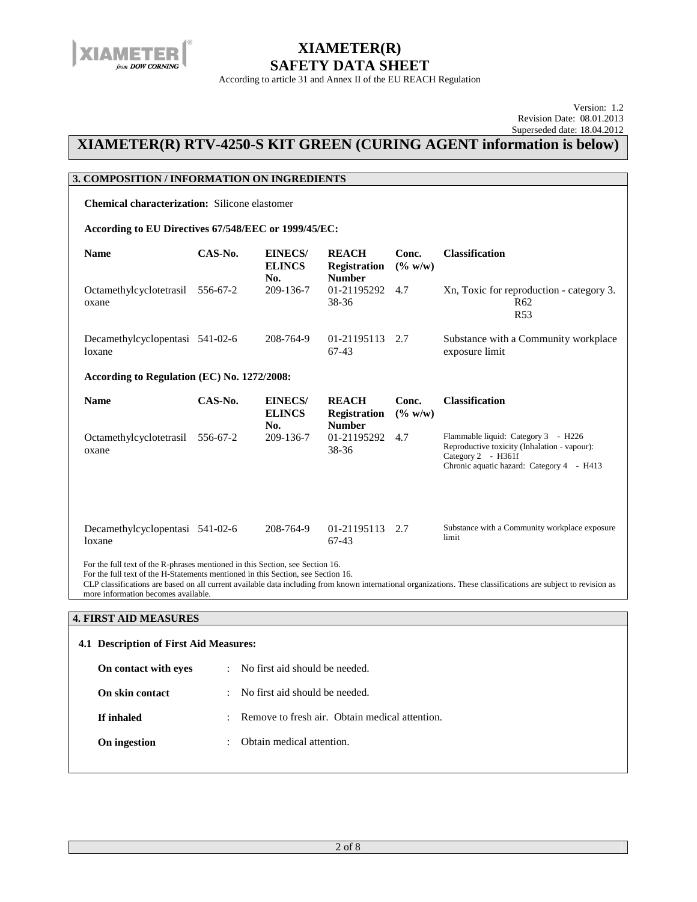# XIAMETER(R) SAFETY DATA SHEET

According to article 31 and Annex II of the EU REACH Regulation

Version: 1.2
Revision Date: 08.01.2013
Superseded date: 18.04.2012

## XIAMETER(R) RTV-4250-S KIT GREEN (CURING AGENT information is below)

### 3. COMPOSITION / INFORMATION ON INGREDIENTS

**Chemical characterization:** Silicone elastomer

**According to EU Directives 67/548/EEC or 1999/45/EC:**

| Name | CAS-No. | EINECS/ ELINCS No. | REACH Registration Number | Conc. (% w/w) | Classification |
|---|---|---|---|---|---|
| Octamethylcyclotetrasiloxane | 556-67-2 | 209-136-7 | 01-2119529238-36 | 4.7 | Xn, Toxic for reproduction - category 3. R62 R53 |
| Decamethylcyclopentasiloxane | 541-02-6 | 208-764-9 | 01-2119511367-43 | 2.7 | Substance with a Community workplace exposure limit |

**According to Regulation (EC) No. 1272/2008:**

| Name | CAS-No. | EINECS/ ELINCS No. | REACH Registration Number | Conc. (% w/w) | Classification |
|---|---|---|---|---|---|
| Octamethylcyclotetrasiloxane | 556-67-2 | 209-136-7 | 01-2119529238-36 | 4.7 | Flammable liquid: Category 3 - H226<br>Reproductive toxicity (Inhalation - vapour): Category 2 - H361f<br>Chronic aquatic hazard: Category 4 - H413 |
| Decamethylcyclopentasiloxane | 541-02-6 | 208-764-9 | 01-2119511367-43 | 2.7 | Substance with a Community workplace exposure limit |

For the full text of the R-phrases mentioned in this Section, see Section 16.
For the full text of the H-Statements mentioned in this Section, see Section 16.
CLP classifications are based on all current available data including from known international organizations. These classifications are subject to revision as more information becomes available.

### 4. FIRST AID MEASURES

**4.1 Description of First Aid Measures:**

**On contact with eyes** : No first aid should be needed.

**On skin contact** : No first aid should be needed.

**If inhaled** : Remove to fresh air. Obtain medical attention.

**On ingestion** : Obtain medical attention.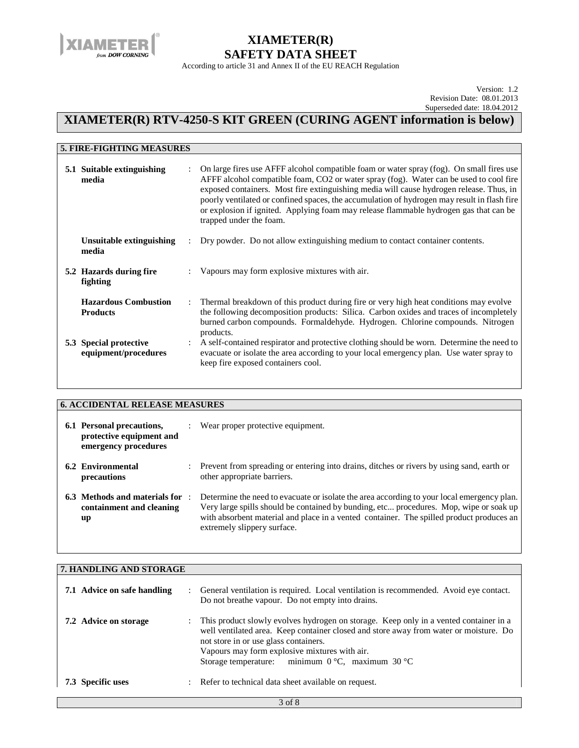# XIAMETER(R) RTV-4250-S KIT GREEN (CURING AGENT information is below)

## 5. FIRE-FIGHTING MEASURES

**5.1 Suitable extinguishing media** : On large fires use AFFF alcohol compatible foam or water spray (fog). On small fires use AFFF alcohol compatible foam, $CO_2$ or water spray (fog). Water can be used to cool fire exposed containers. Most fire extinguishing media will cause hydrogen release. Thus, in poorly ventilated or confined spaces, the accumulation of hydrogen may result in flash fire or explosion if ignited. Applying foam may release flammable hydrogen gas that can be trapped under the foam.

**Unsuitable extinguishing media** : Dry powder. Do not allow extinguishing medium to contact container contents.

**5.2 Hazards during fire fighting** : Vapours may form explosive mixtures with air.

**Hazardous Combustion Products** : Thermal breakdown of this product during fire or very high heat conditions may evolve the following decomposition products: Silica. Carbon oxides and traces of incompletely burned carbon compounds. Formaldehyde. Hydrogen. Chlorine compounds. Nitrogen products.

**5.3 Special protective equipment/procedures** : A self-contained respirator and protective clothing should be worn. Determine the need to evacuate or isolate the area according to your local emergency plan. Use water spray to keep fire exposed containers cool.

## 6. ACCIDENTAL RELEASE MEASURES

**6.1 Personal precautions, protective equipment and emergency procedures** : Wear proper protective equipment.

**6.2 Environmental precautions** : Prevent from spreading or entering into drains, ditches or rivers by using sand, earth or other appropriate barriers.

**6.3 Methods and materials for containment and cleaning up** : Determine the need to evacuate or isolate the area according to your local emergency plan. Very large spills should be contained by bunding, etc... procedures. Mop, wipe or soak up with absorbent material and place in a vented container. The spilled product produces an extremely slippery surface.

## 7. HANDLING AND STORAGE

**7.1 Advice on safe handling** : General ventilation is required. Local ventilation is recommended. Avoid eye contact. Do not breathe vapour. Do not empty into drains.

**7.2 Advice on storage** : This product slowly evolves hydrogen on storage. Keep only in a vented container in a well ventilated area. Keep container closed and store away from water or moisture. Do not store in or use glass containers.
Vapours may form explosive mixtures with air.
Storage temperature: minimum 0 °C, maximum 30 °C

**7.3 Specific uses** : Refer to technical data sheet available on request.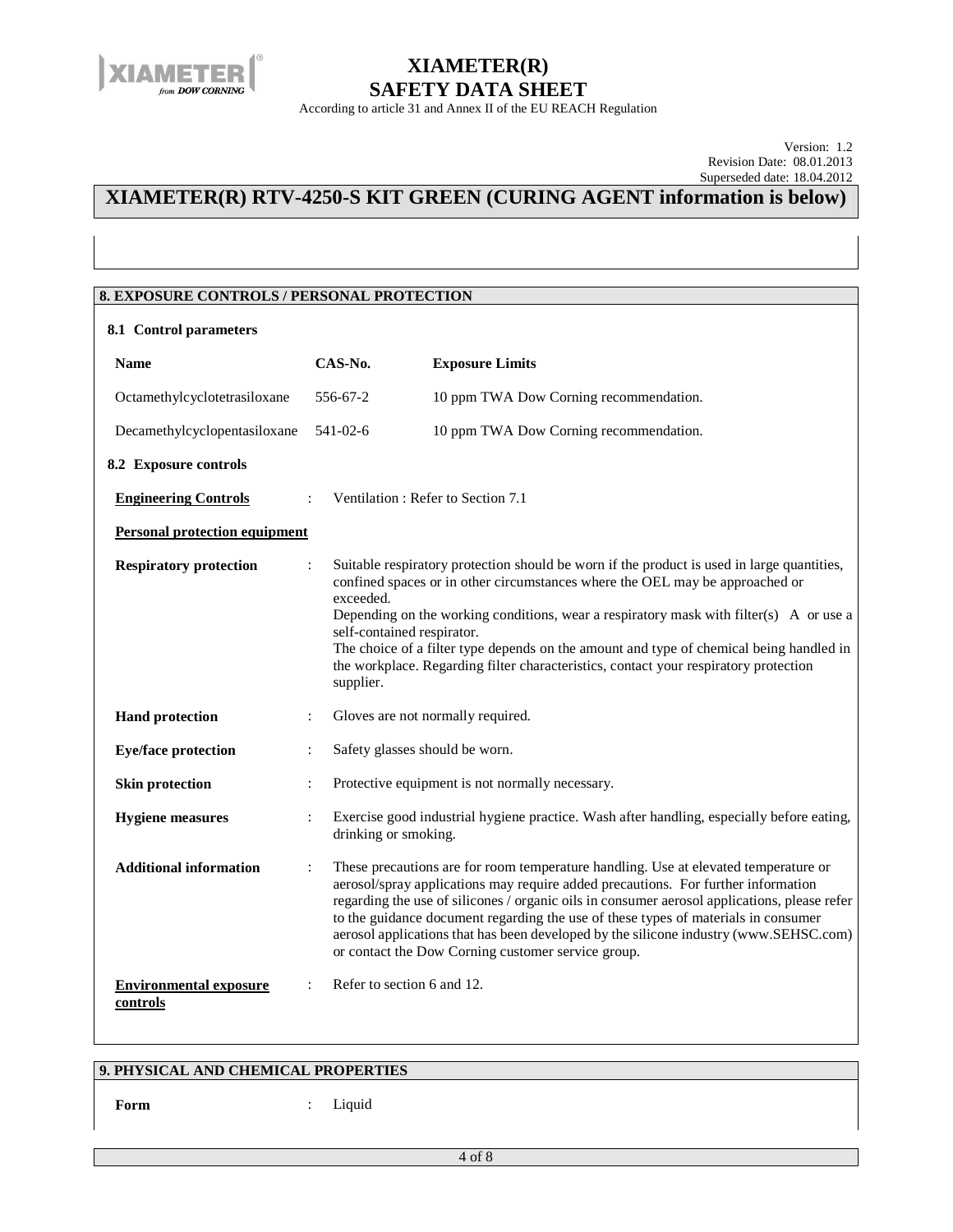# XIAMETER(R) RTV-4250-S KIT GREEN (CURING AGENT information is below)

## 8. EXPOSURE CONTROLS / PERSONAL PROTECTION

### 8.1 Control parameters

| Name | CAS-No. | Exposure Limits |
| --- | --- | --- |
| Octamethylcyclotetrasiloxane | 556-67-2 | 10 ppm TWA Dow Corning recommendation. |
| Decamethylcyclopentasiloxane | 541-02-6 | 10 ppm TWA Dow Corning recommendation. |

### 8.2 Exposure controls

**Engineering Controls** : Ventilation : Refer to Section 7.1

**Personal protection equipment**

**Respiratory protection** : Suitable respiratory protection should be worn if the product is used in large quantities, confined spaces or in other circumstances where the OEL may be approached or exceeded.
Depending on the working conditions, wear a respiratory mask with filter(s) A or use a self-contained respirator.
The choice of a filter type depends on the amount and type of chemical being handled in the workplace. Regarding filter characteristics, contact your respiratory protection supplier.

**Hand protection** : Gloves are not normally required.

**Eye/face protection** : Safety glasses should be worn.

**Skin protection** : Protective equipment is not normally necessary.

**Hygiene measures** : Exercise good industrial hygiene practice. Wash after handling, especially before eating, drinking or smoking.

**Additional information** : These precautions are for room temperature handling. Use at elevated temperature or aerosol/spray applications may require added precautions. For further information regarding the use of silicones / organic oils in consumer aerosol applications, please refer to the guidance document regarding the use of these types of materials in consumer aerosol applications that has been developed by the silicone industry (www.SEHSC.com) or contact the Dow Corning customer service group.

**Environmental exposure controls** : Refer to section 6 and 12.

## 9. PHYSICAL AND CHEMICAL PROPERTIES

**Form** : Liquid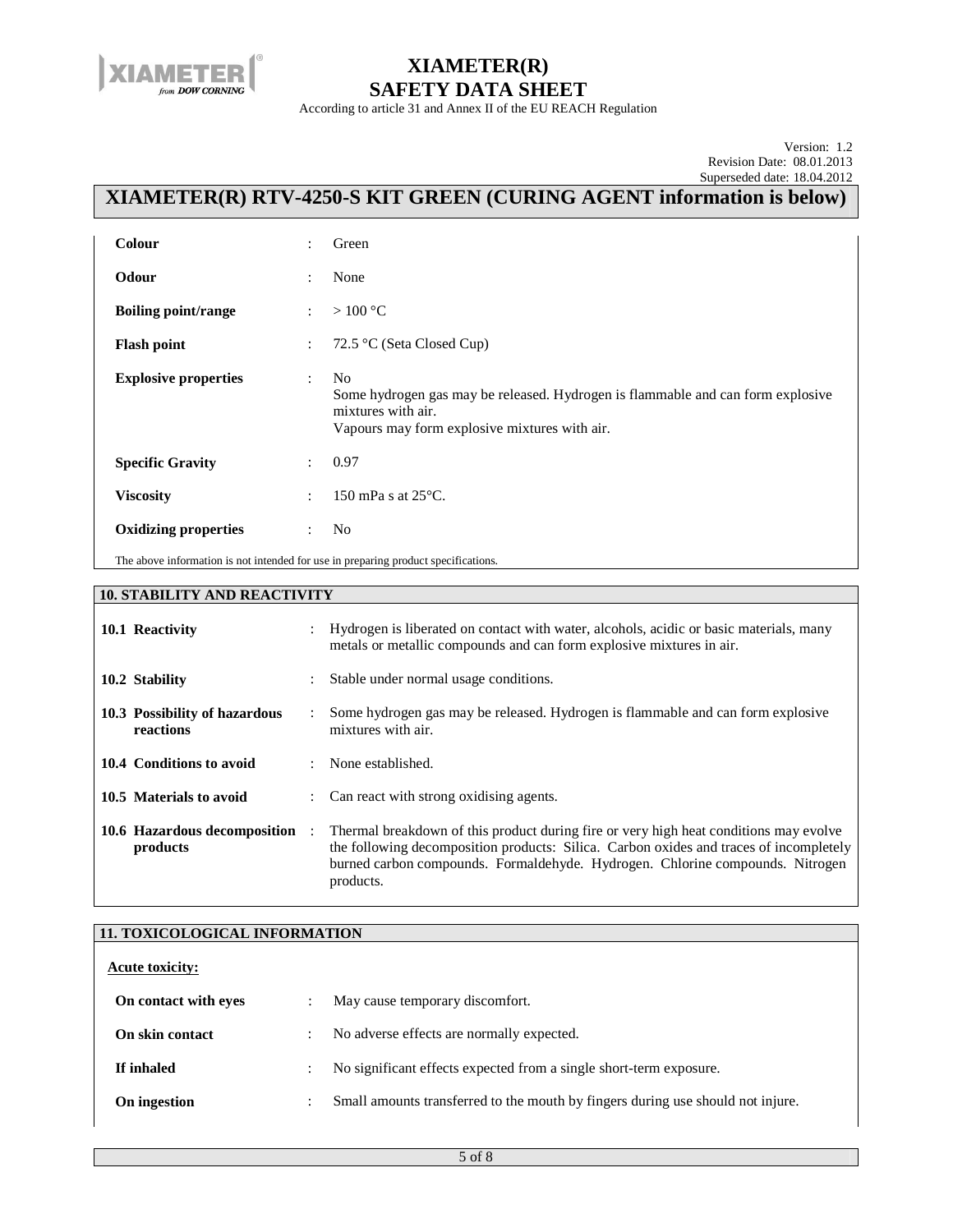# XIAMETER(R) RTV-4250-S KIT GREEN (CURING AGENT information is below)

| | | |
|---|---|---|
| **Colour** | : | Green |
| **Odour** | : | None |
| **Boiling point/range** | : | > 100 °C |
| **Flash point** | : | 72.5 °C (Seta Closed Cup) |
| **Explosive properties** | : | No<br>Some hydrogen gas may be released. Hydrogen is flammable and can form explosive mixtures with air.<br>Vapours may form explosive mixtures with air. |
| **Specific Gravity** | : | 0.97 |
| **Viscosity** | : | 150 mPa s at 25°C. |
| **Oxidizing properties** | : | No |

The above information is not intended for use in preparing product specifications.

## 10. STABILITY AND REACTIVITY

| | | |
|---|---|---|
| **10.1 Reactivity** | : | Hydrogen is liberated on contact with water, alcohols, acidic or basic materials, many metals or metallic compounds and can form explosive mixtures in air. |
| **10.2 Stability** | : | Stable under normal usage conditions. |
| **10.3 Possibility of hazardous reactions** | : | Some hydrogen gas may be released. Hydrogen is flammable and can form explosive mixtures with air. |
| **10.4 Conditions to avoid** | : | None established. |
| **10.5 Materials to avoid** | : | Can react with strong oxidising agents. |
| **10.6 Hazardous decomposition products** | : | Thermal breakdown of this product during fire or very high heat conditions may evolve the following decomposition products: Silica. Carbon oxides and traces of incompletely burned carbon compounds. Formaldehyde. Hydrogen. Chlorine compounds. Nitrogen products. |

## 11. TOXICOLOGICAL INFORMATION

**Acute toxicity:**

| | | |
|---|---|---|
| **On contact with eyes** | : | May cause temporary discomfort. |
| **On skin contact** | : | No adverse effects are normally expected. |
| **If inhaled** | : | No significant effects expected from a single short-term exposure. |
| **On ingestion** | : | Small amounts transferred to the mouth by fingers during use should not injure. |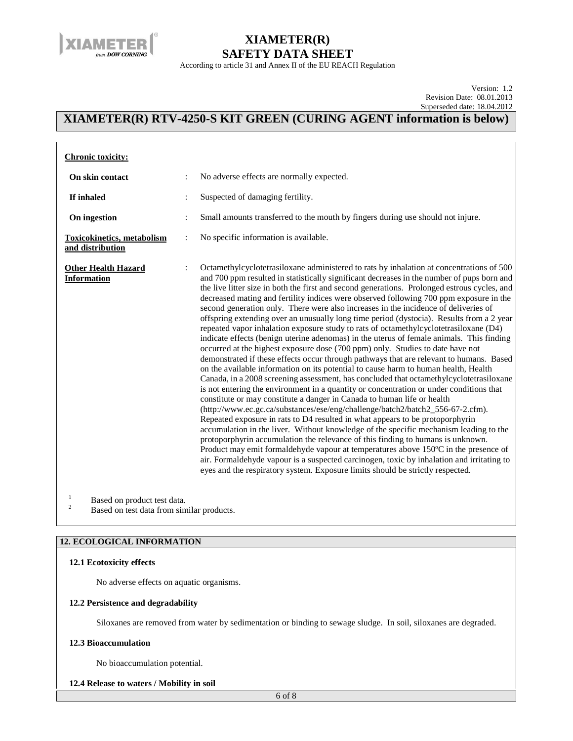# XIAMETER(R) RTV-4250-S KIT GREEN (CURING AGENT information is below)

**Chronic toxicity:**

| | | |
|---|---|---|
| **On skin contact** | : | No adverse effects are normally expected. |
| **If inhaled** | : | Suspected of damaging fertility. |
| **On ingestion** | : | Small amounts transferred to the mouth by fingers during use should not injure. |

**Toxicokinetics, metabolism and distribution** : No specific information is available.

**Other Health Hazard Information** : Octamethylcyclotetrasiloxane administered to rats by inhalation at concentrations of 500 and 700 ppm resulted in statistically significant decreases in the number of pups born and the live litter size in both the first and second generations. Prolonged estrous cycles, and decreased mating and fertility indices were observed following 700 ppm exposure in the second generation only. There were also increases in the incidence of deliveries of offspring extending over an unusually long time period (dystocia). Results from a 2 year repeated vapor inhalation exposure study to rats of octamethylcyclotetrasiloxane (D4) indicate effects (benign uterine adenomas) in the uterus of female animals. This finding occurred at the highest exposure dose (700 ppm) only. Studies to date have not demonstrated if these effects occur through pathways that are relevant to humans. Based on the available information on its potential to cause harm to human health, Health Canada, in a 2008 screening assessment, has concluded that octamethylcyclotetrasiloxane is not entering the environment in a quantity or concentration or under conditions that constitute or may constitute a danger in Canada to human life or health (http://www.ec.gc.ca/substances/ese/eng/challenge/batch2/batch2_556-67-2.cfm). Repeated exposure in rats to D4 resulted in what appears to be protoporphyrin accumulation in the liver. Without knowledge of the specific mechanism leading to the protoporphyrin accumulation the relevance of this finding to humans is unknown. Product may emit formaldehyde vapour at temperatures above 150ºC in the presence of air. Formaldehyde vapour is a suspected carcinogen, toxic by inhalation and irritating to eyes and the respiratory system. Exposure limits should be strictly respected.

[1] Based on product test data.
[2] Based on test data from similar products.

## 12. ECOLOGICAL INFORMATION

### 12.1 Ecotoxicity effects

No adverse effects on aquatic organisms.

### 12.2 Persistence and degradability

Siloxanes are removed from water by sedimentation or binding to sewage sludge. In soil, siloxanes are degraded.

### 12.3 Bioaccumulation

No bioaccumulation potential.

### 12.4 Release to waters / Mobility in soil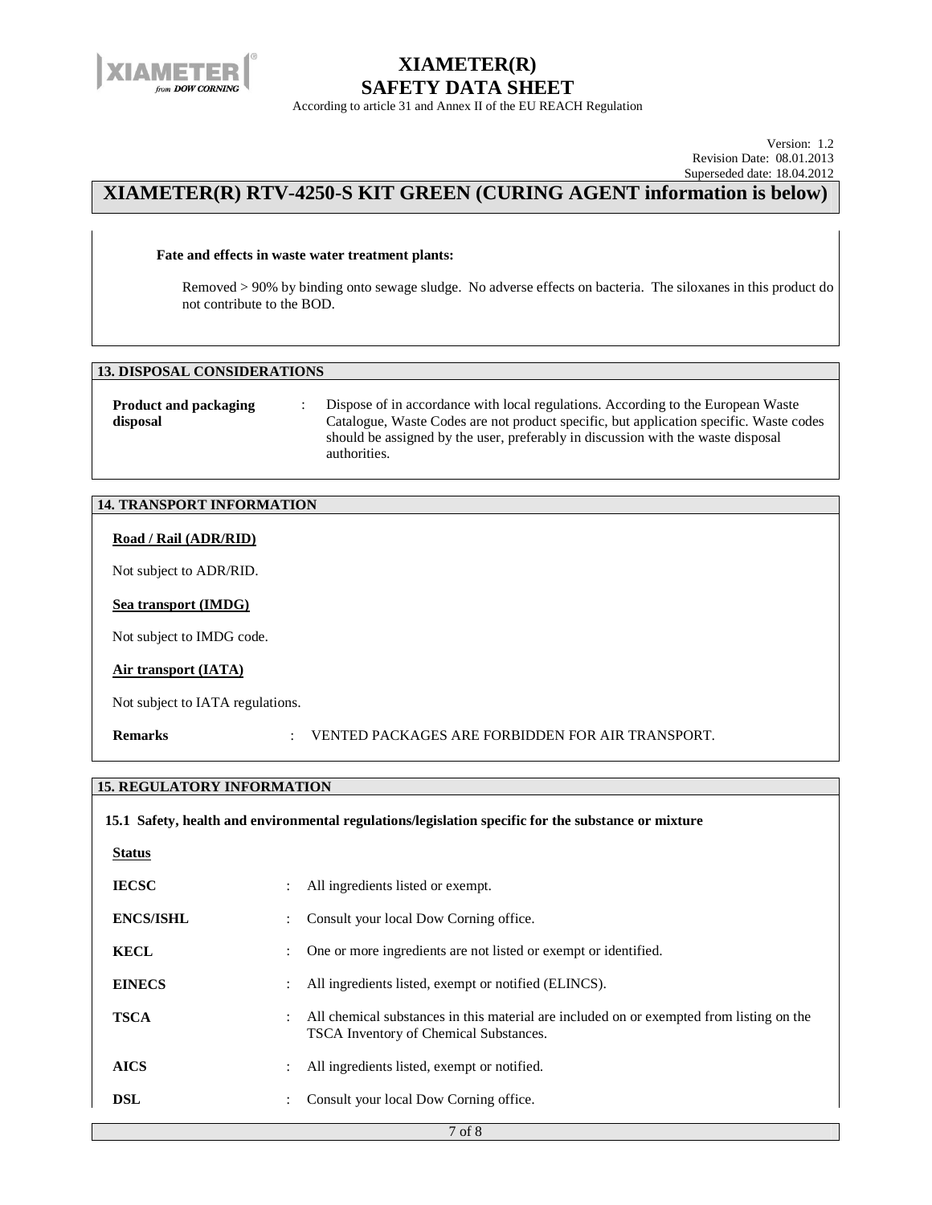**Fate and effects in waste water treatment plants:**

Removed > 90% by binding onto sewage sludge. No adverse effects on bacteria. The siloxanes in this product do not contribute to the BOD.

## 13. DISPOSAL CONSIDERATIONS

**Product and packaging disposal** : Dispose of in accordance with local regulations. According to the European Waste Catalogue, Waste Codes are not product specific, but application specific. Waste codes should be assigned by the user, preferably in discussion with the waste disposal authorities.

## 14. TRANSPORT INFORMATION

**Road / Rail (ADR/RID)**

Not subject to ADR/RID.

**Sea transport (IMDG)**

Not subject to IMDG code.

**Air transport (IATA)**

Not subject to IATA regulations.

**Remarks** : VENTED PACKAGES ARE FORBIDDEN FOR AIR TRANSPORT.

## 15. REGULATORY INFORMATION

### 15.1 Safety, health and environmental regulations/legislation specific for the substance or mixture

**Status**

**IECSC** : All ingredients listed or exempt.

**ENCS/ISHL** : Consult your local Dow Corning office.

**KECL** : One or more ingredients are not listed or exempt or identified.

**EINECS** : All ingredients listed, exempt or notified (ELINCS).

**TSCA** : All chemical substances in this material are included on or exempted from listing on the TSCA Inventory of Chemical Substances.

**AICS** : All ingredients listed, exempt or notified.

**DSL** : Consult your local Dow Corning office.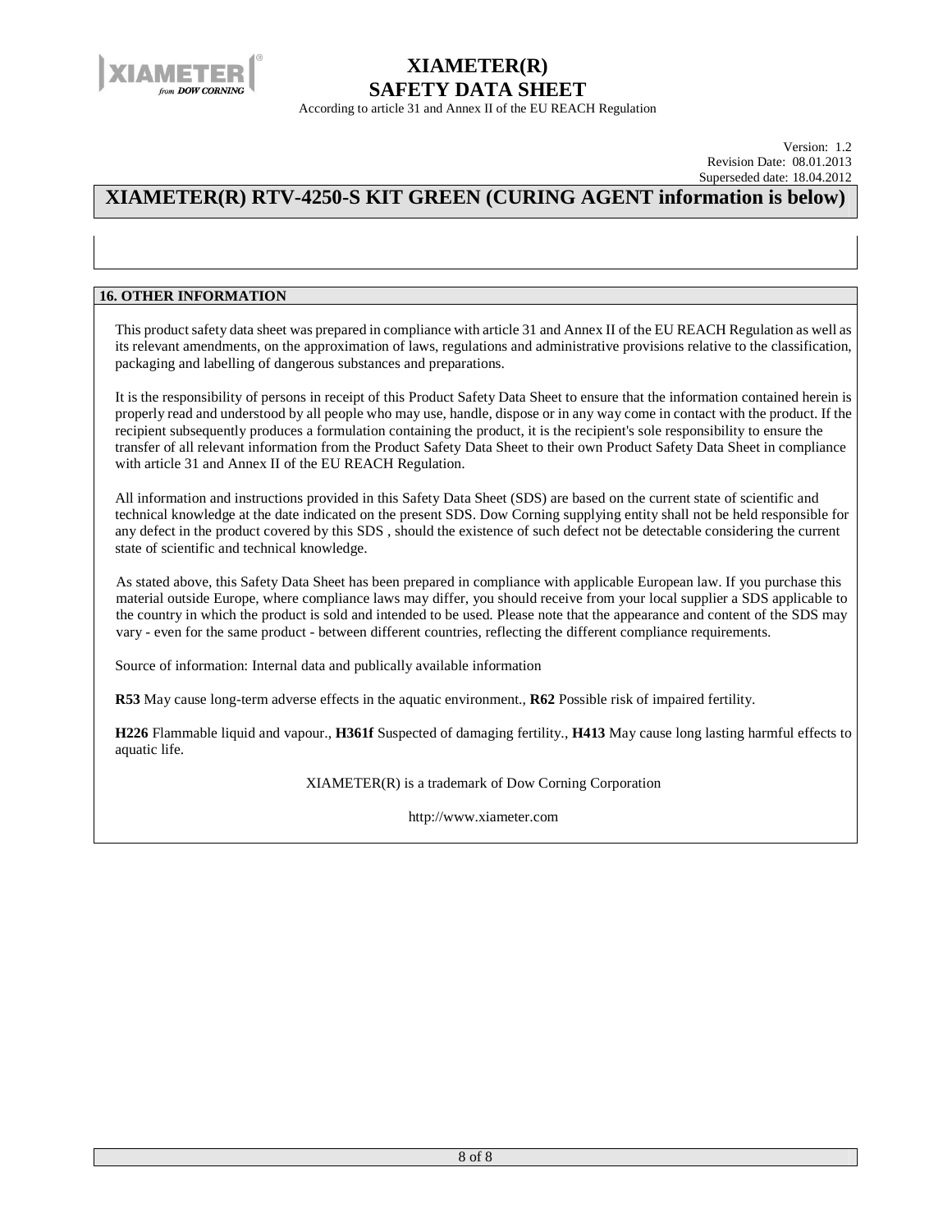# XIAMETER(R) RTV-4250-S KIT GREEN (CURING AGENT information is below)

## 16. OTHER INFORMATION

This product safety data sheet was prepared in compliance with article 31 and Annex II of the EU REACH Regulation as well as its relevant amendments, on the approximation of laws, regulations and administrative provisions relative to the classification, packaging and labelling of dangerous substances and preparations.

It is the responsibility of persons in receipt of this Product Safety Data Sheet to ensure that the information contained herein is properly read and understood by all people who may use, handle, dispose or in any way come in contact with the product. If the recipient subsequently produces a formulation containing the product, it is the recipient's sole responsibility to ensure the transfer of all relevant information from the Product Safety Data Sheet to their own Product Safety Data Sheet in compliance with article 31 and Annex II of the EU REACH Regulation.

All information and instructions provided in this Safety Data Sheet (SDS) are based on the current state of scientific and technical knowledge at the date indicated on the present SDS. Dow Corning supplying entity shall not be held responsible for any defect in the product covered by this SDS , should the existence of such defect not be detectable considering the current state of scientific and technical knowledge.

As stated above, this Safety Data Sheet has been prepared in compliance with applicable European law. If you purchase this material outside Europe, where compliance laws may differ, you should receive from your local supplier a SDS applicable to the country in which the product is sold and intended to be used. Please note that the appearance and content of the SDS may vary - even for the same product - between different countries, reflecting the different compliance requirements.

Source of information: Internal data and publically available information

**R53** May cause long-term adverse effects in the aquatic environment., **R62** Possible risk of impaired fertility.

**H226** Flammable liquid and vapour., **H361f** Suspected of damaging fertility., **H413** May cause long lasting harmful effects to aquatic life.

XIAMETER(R) is a trademark of Dow Corning Corporation

http://www.xiameter.com